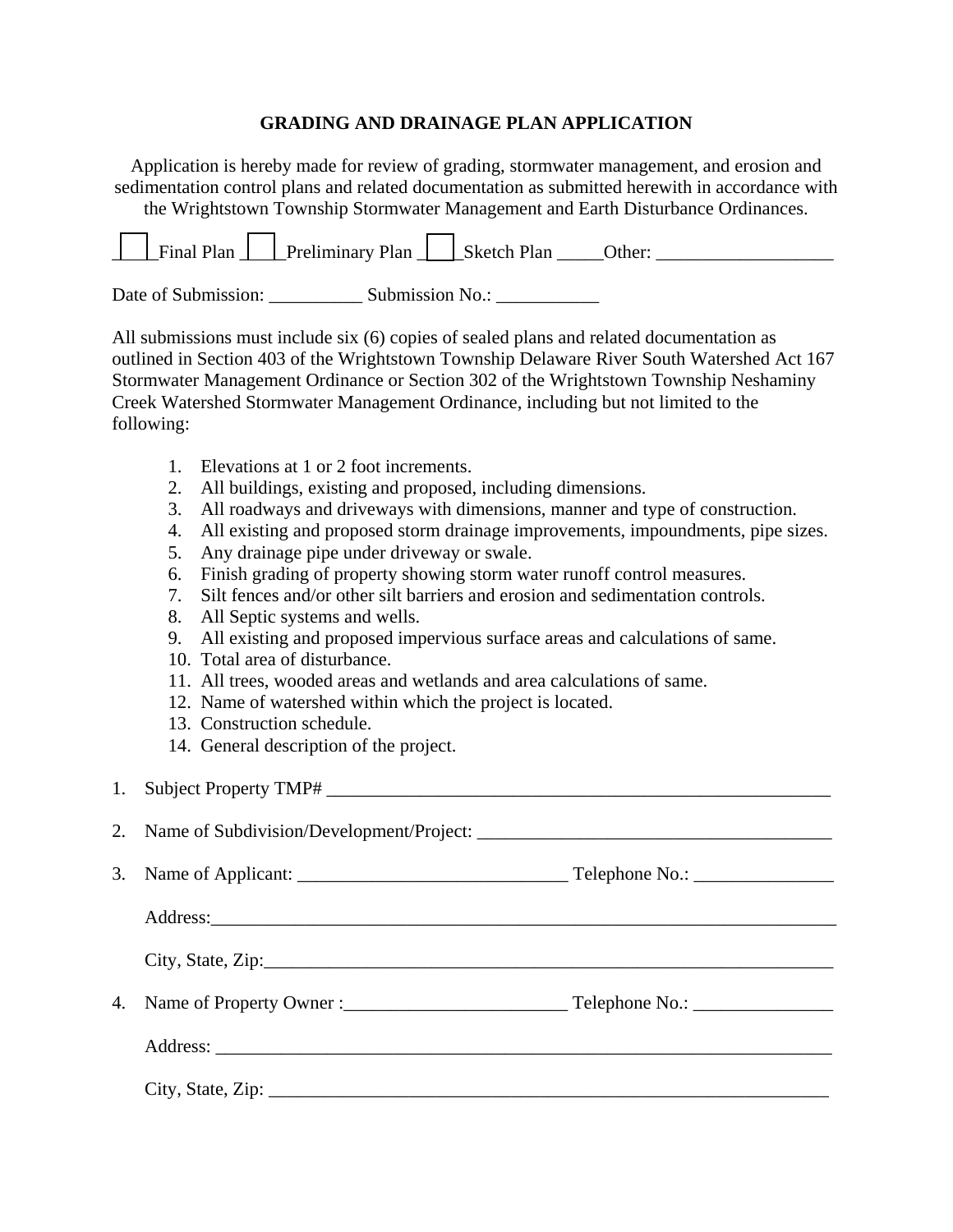# GRADING AND DRAINAGE PLAN APPLICATION

Application is hereby made for review of grading, stormwater management, and erosion and sedimentation control plans and related documentation as submitted herewith in accordance with the Wrightstown Township Stormwater Management and Earth Disturbance Ordinances.

☐ Final Plan ☐ Preliminary Plan ☐ Sketch Plan _____Other: ___________________

Date of Submission: __________ Submission No.: ___________

All submissions must include six (6) copies of sealed plans and related documentation as outlined in Section 403 of the Wrightstown Township Delaware River South Watershed Act 167 Stormwater Management Ordinance or Section 302 of the Wrightstown Township Neshaminy Creek Watershed Stormwater Management Ordinance, including but not limited to the following:

1. Elevations at 1 or 2 foot increments.
2. All buildings, existing and proposed, including dimensions.
3. All roadways and driveways with dimensions, manner and type of construction.
4. All existing and proposed storm drainage improvements, impoundments, pipe sizes.
5. Any drainage pipe under driveway or swale.
6. Finish grading of property showing storm water runoff control measures.
7. Silt fences and/or other silt barriers and erosion and sedimentation controls.
8. All Septic systems and wells.
9. All existing and proposed impervious surface areas and calculations of same.
10. Total area of disturbance.
11. All trees, wooded areas and wetlands and area calculations of same.
12. Name of watershed within which the project is located.
13. Construction schedule.
14. General description of the project.

1. Subject Property TMP# _________________________________________________________

2. Name of Subdivision/Development/Project: _______________________________________

3. Name of Applicant: _____________________________ Telephone No.: _______________

   Address:_____________________________________________________________________

   City, State, Zip:_________________________________________________________________

4. Name of Property Owner :________________________ Telephone No.: _______________

   Address: ____________________________________________________________________

   City, State, Zip: ________________________________________________________________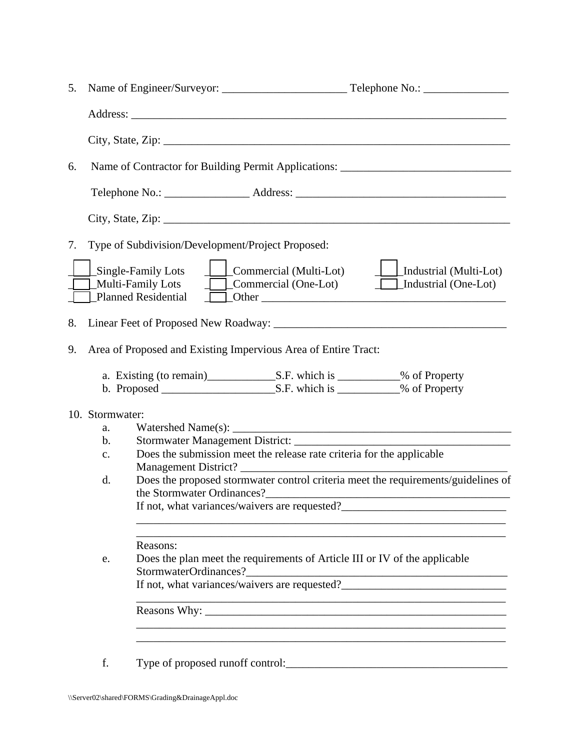5. Name of Engineer/Surveyor: ______________________ Telephone No.: _______________

   Address: ____________________________________________________________________

   City, State, Zip: _______________________________________________________________

6. Name of Contractor for Building Permit Applications: ______________________________

   Telephone No.: _______________ Address: _____________________________________

   City, State, Zip: _______________________________________________________________

7. Type of Subdivision/Development/Project Proposed:

| | | |
|---|---|---|
| ☐ Single-Family Lots | ☐ Commercial (Multi-Lot) | ☐ Industrial (Multi-Lot) |
| ☐ Multi-Family Lots | ☐ Commercial (One-Lot) | ☐ Industrial (One-Lot) |
| ☐ Planned Residential | ☐ Other _____________________________________________ | |

8. Linear Feet of Proposed New Roadway: _________________________________________

9. Area of Proposed and Existing Impervious Area of Entire Tract:

   a. Existing (to remain)____________S.F. which is ___________% of Property
   b. Proposed ____________________S.F. which is ___________% of Property

10. Stormwater:
    a. Watershed Name(s): ___________________________________________________
    b. Stormwater Management District: _______________________________________
    c. Does the submission meet the release rate criteria for the applicable Management District? _________________________________________________
    d. Does the proposed stormwater control criteria meet the requirements/guidelines of the Stormwater Ordinances?___________________________________________
       If not, what variances/waivers are requested?_____________________________
       ____________________________________________________________________
       ____________________________________________________________________
       Reasons:
    e. Does the plan meet the requirements of Article III or IV of the applicable StormwaterOrdinances?_______________________________________________
       If not, what variances/waivers are requested?_____________________________
       ____________________________________________________________________
       Reasons Why: ________________________________________________________
       ____________________________________________________________________
       ____________________________________________________________________

    f. Type of proposed runoff control:_________________________________________

\\Server02\shared\FORMS\Grading&DrainageAppl.doc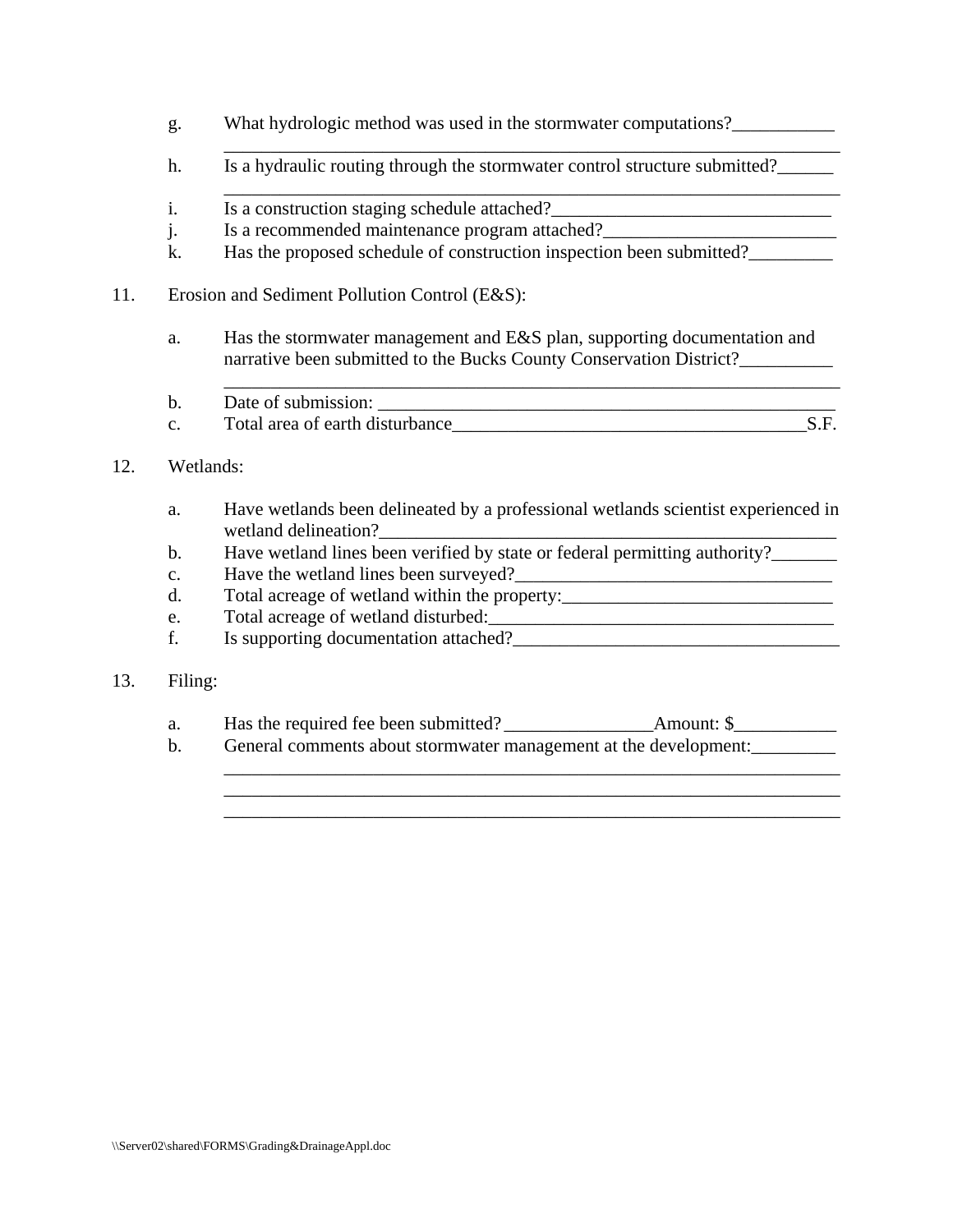g. What hydrologic method was used in the stormwater computations?___________
_____________________________________________________________________

h. Is a hydraulic routing through the stormwater control structure submitted?______
_____________________________________________________________________

i. Is a construction staging schedule attached?______________________________

j. Is a recommended maintenance program attached?_________________________

k. Has the proposed schedule of construction inspection been submitted?_________

11. Erosion and Sediment Pollution Control (E&S):

a. Has the stormwater management and E&S plan, supporting documentation and narrative been submitted to the Bucks County Conservation District?__________
_____________________________________________________________________

b. Date of submission: ____________________________________________________

c. Total area of earth disturbance______________________________________S.F.

12. Wetlands:

a. Have wetlands been delineated by a professional wetlands scientist experienced in wetland delineation?__________________________________________________

b. Have wetland lines been verified by state or federal permitting authority?_______

c. Have the wetland lines been surveyed?_________________________________

d. Total acreage of wetland within the property:_____________________________

e. Total acreage of wetland disturbed:____________________________________

f. Is supporting documentation attached?___________________________________

13. Filing:

a. Has the required fee been submitted? ________________Amount: $___________

b. General comments about stormwater management at the development:_________
_____________________________________________________________________
_____________________________________________________________________
_____________________________________________________________________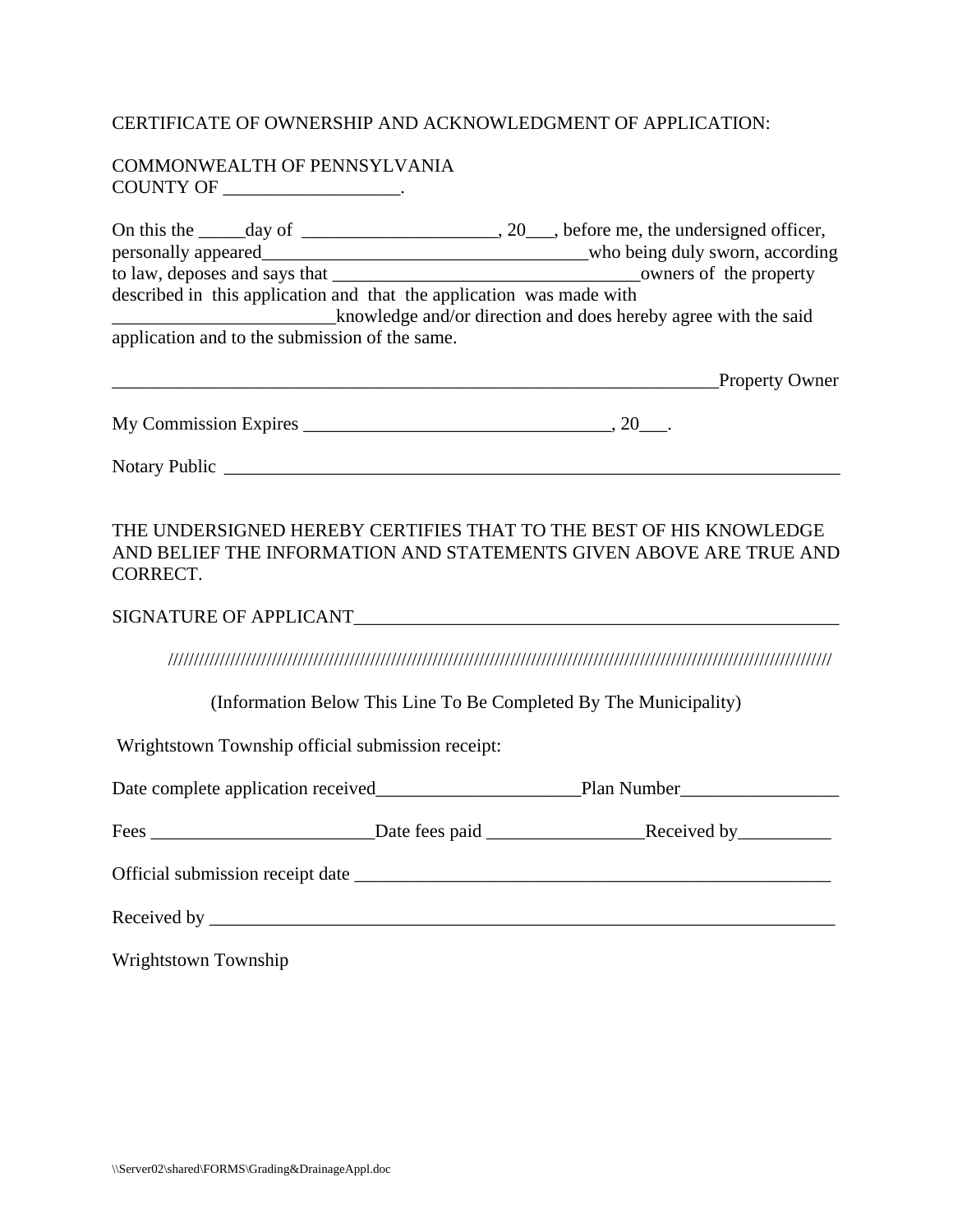CERTIFICATE OF OWNERSHIP AND ACKNOWLEDGMENT OF APPLICATION:

COMMONWEALTH OF PENNSYLVANIA
COUNTY OF ___________________.

On this the _____day of _____________________, 20___, before me, the undersigned officer, personally appeared___________________________________who being duly sworn, according to law, deposes and says that _________________________________owners of the property described in this application and that the application was made with ________________________knowledge and/or direction and does hereby agree with the said application and to the submission of the same.

_________________________________________________________________Property Owner

My Commission Expires ________________________________, 20___.

Notary Public ______________________________________________________________

THE UNDERSIGNED HEREBY CERTIFIES THAT TO THE BEST OF HIS KNOWLEDGE AND BELIEF THE INFORMATION AND STATEMENTS GIVEN ABOVE ARE TRUE AND CORRECT.

SIGNATURE OF APPLICANT_____________________________________________________

////////////////////////////////////////////////////////////////////////////////////////////////////////////////////////////////////////

(Information Below This Line To Be Completed By The Municipality)

Wrightstown Township official submission receipt:

Date complete application received______________________Plan Number_________________

Fees ________________________Date fees paid _________________Received by__________

Official submission receipt date _____________________________________________________

Received by _______________________________________________________________________

Wrightstown Township

\\Server02\shared\FORMS\Grading&DrainageAppl.doc